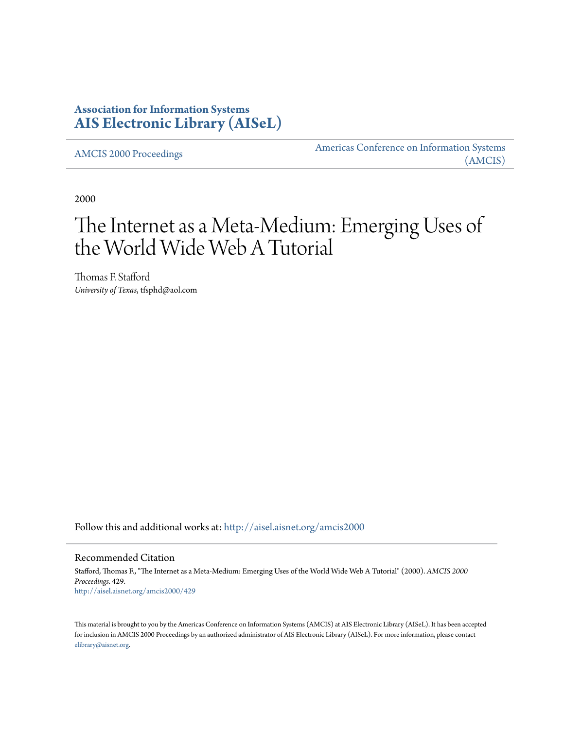# Association for Information Systems
# AIS Electronic Library (AISeL)

AMCIS 2000 Proceedings

Americas Conference on Information Systems (AMCIS)

2000

# The Internet as a Meta-Medium: Emerging Uses of the World Wide Web A Tutorial

Thomas F. Stafford
*University of Texas*, tfsphd@aol.com

Follow this and additional works at: http://aisel.aisnet.org/amcis2000

## Recommended Citation

Stafford, Thomas F., "The Internet as a Meta-Medium: Emerging Uses of the World Wide Web A Tutorial" (2000). *AMCIS 2000 Proceedings*. 429.
http://aisel.aisnet.org/amcis2000/429

This material is brought to you by the Americas Conference on Information Systems (AMCIS) at AIS Electronic Library (AISeL). It has been accepted for inclusion in AMCIS 2000 Proceedings by an authorized administrator of AIS Electronic Library (AISeL). For more information, please contact elibrary@aisnet.org.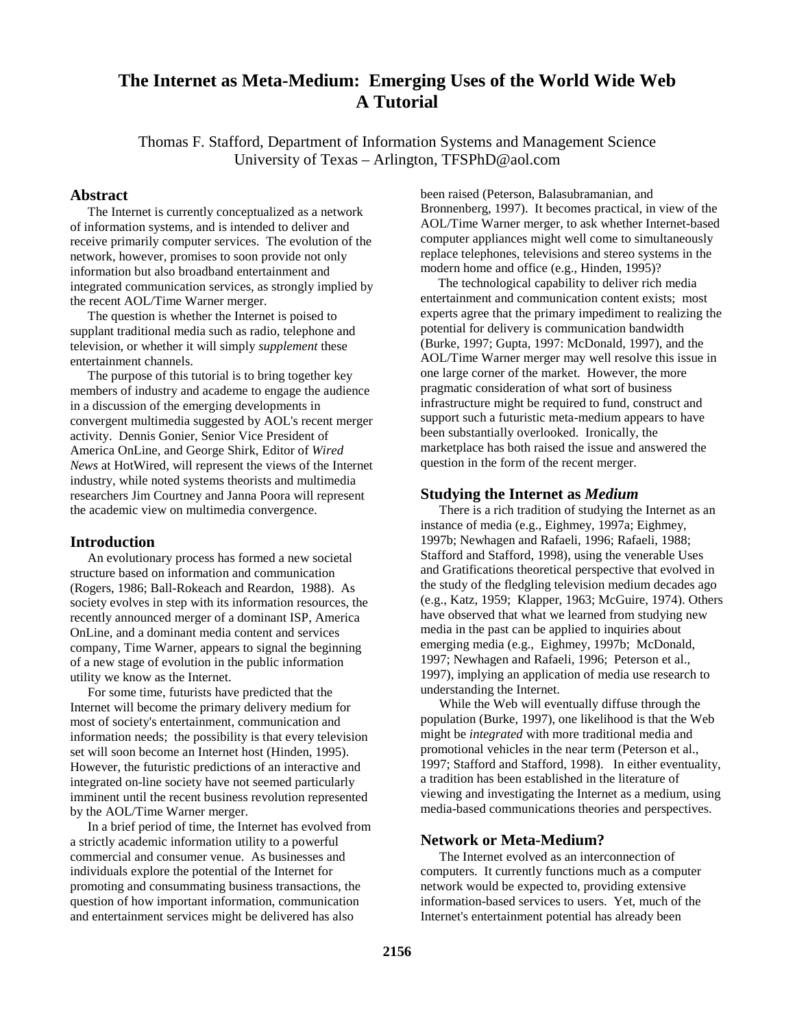# The Internet as Meta-Medium: Emerging Uses of the World Wide Web A Tutorial

Thomas F. Stafford, Department of Information Systems and Management Science
University of Texas – Arlington, TFSPhD@aol.com

## Abstract

The Internet is currently conceptualized as a network of information systems, and is intended to deliver and receive primarily computer services. The evolution of the network, however, promises to soon provide not only information but also broadband entertainment and integrated communication services, as strongly implied by the recent AOL/Time Warner merger.

The question is whether the Internet is poised to supplant traditional media such as radio, telephone and television, or whether it will simply *supplement* these entertainment channels.

The purpose of this tutorial is to bring together key members of industry and academe to engage the audience in a discussion of the emerging developments in convergent multimedia suggested by AOL's recent merger activity. Dennis Gonier, Senior Vice President of America OnLine, and George Shirk, Editor of *Wired News* at HotWired, will represent the views of the Internet industry, while noted systems theorists and multimedia researchers Jim Courtney and Janna Poora will represent the academic view on multimedia convergence.

## Introduction

An evolutionary process has formed a new societal structure based on information and communication (Rogers, 1986; Ball-Rokeach and Reardon, 1988). As society evolves in step with its information resources, the recently announced merger of a dominant ISP, America OnLine, and a dominant media content and services company, Time Warner, appears to signal the beginning of a new stage of evolution in the public information utility we know as the Internet.

For some time, futurists have predicted that the Internet will become the primary delivery medium for most of society's entertainment, communication and information needs; the possibility is that every television set will soon become an Internet host (Hinden, 1995). However, the futuristic predictions of an interactive and integrated on-line society have not seemed particularly imminent until the recent business revolution represented by the AOL/Time Warner merger.

In a brief period of time, the Internet has evolved from a strictly academic information utility to a powerful commercial and consumer venue. As businesses and individuals explore the potential of the Internet for promoting and consummating business transactions, the question of how important information, communication and entertainment services might be delivered has also been raised (Peterson, Balasubramanian, and Bronnenberg, 1997). It becomes practical, in view of the AOL/Time Warner merger, to ask whether Internet-based computer appliances might well come to simultaneously replace telephones, televisions and stereo systems in the modern home and office (e.g., Hinden, 1995)?

The technological capability to deliver rich media entertainment and communication content exists; most experts agree that the primary impediment to realizing the potential for delivery is communication bandwidth (Burke, 1997; Gupta, 1997: McDonald, 1997), and the AOL/Time Warner merger may well resolve this issue in one large corner of the market. However, the more pragmatic consideration of what sort of business infrastructure might be required to fund, construct and support such a futuristic meta-medium appears to have been substantially overlooked. Ironically, the marketplace has both raised the issue and answered the question in the form of the recent merger.

## Studying the Internet as *Medium*

There is a rich tradition of studying the Internet as an instance of media (e.g., Eighmey, 1997a; Eighmey, 1997b; Newhagen and Rafaeli, 1996; Rafaeli, 1988; Stafford and Stafford, 1998), using the venerable Uses and Gratifications theoretical perspective that evolved in the study of the fledgling television medium decades ago (e.g., Katz, 1959; Klapper, 1963; McGuire, 1974). Others have observed that what we learned from studying new media in the past can be applied to inquiries about emerging media (e.g., Eighmey, 1997b; McDonald, 1997; Newhagen and Rafaeli, 1996; Peterson et al., 1997), implying an application of media use research to understanding the Internet.

While the Web will eventually diffuse through the population (Burke, 1997), one likelihood is that the Web might be *integrated* with more traditional media and promotional vehicles in the near term (Peterson et al., 1997; Stafford and Stafford, 1998). In either eventuality, a tradition has been established in the literature of viewing and investigating the Internet as a medium, using media-based communications theories and perspectives.

## Network or Meta-Medium?

The Internet evolved as an interconnection of computers. It currently functions much as a computer network would be expected to, providing extensive information-based services to users. Yet, much of the Internet's entertainment potential has already been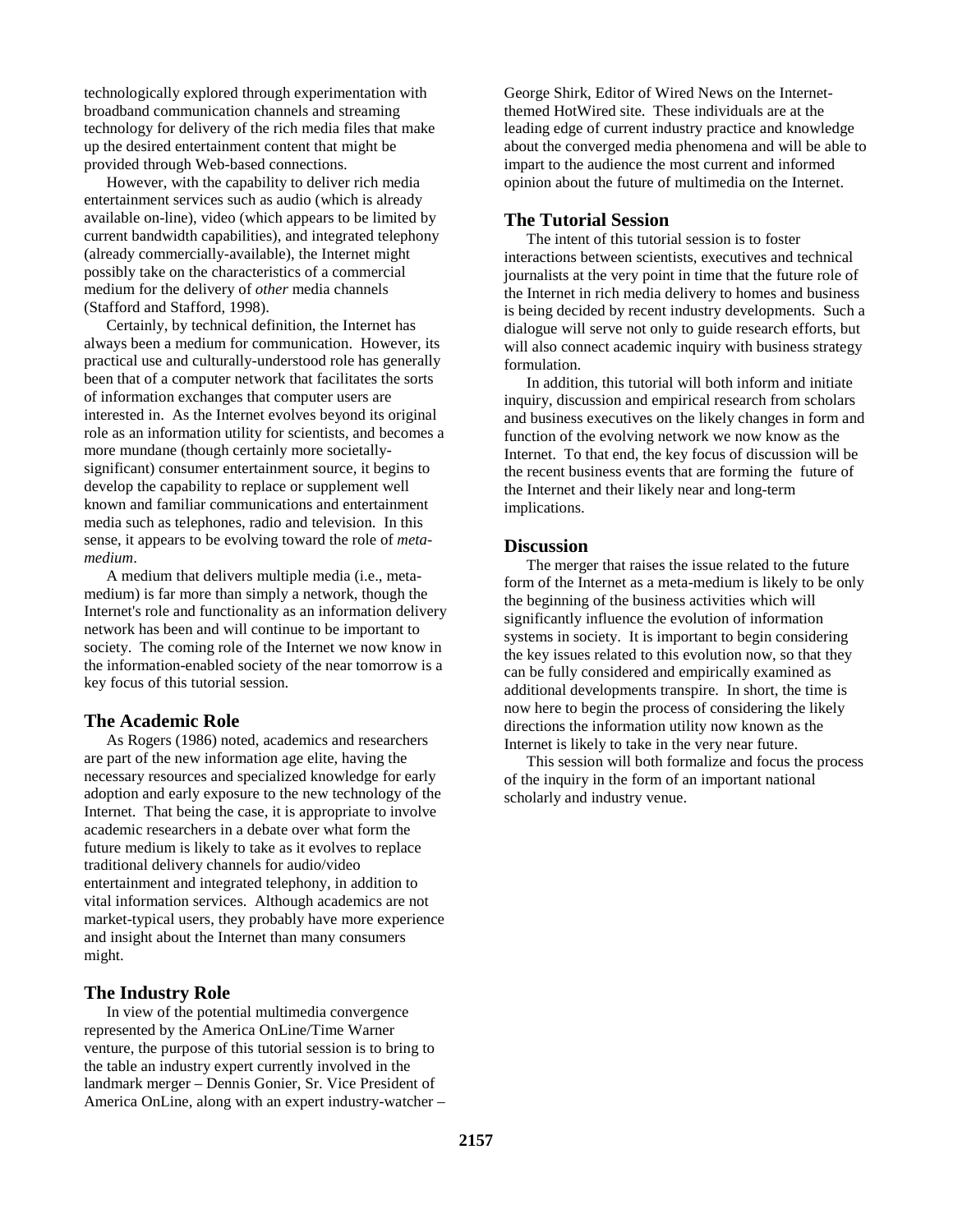technologically explored through experimentation with broadband communication channels and streaming technology for delivery of the rich media files that make up the desired entertainment content that might be provided through Web-based connections.

However, with the capability to deliver rich media entertainment services such as audio (which is already available on-line), video (which appears to be limited by current bandwidth capabilities), and integrated telephony (already commercially-available), the Internet might possibly take on the characteristics of a commercial medium for the delivery of *other* media channels (Stafford and Stafford, 1998).

Certainly, by technical definition, the Internet has always been a medium for communication. However, its practical use and culturally-understood role has generally been that of a computer network that facilitates the sorts of information exchanges that computer users are interested in. As the Internet evolves beyond its original role as an information utility for scientists, and becomes a more mundane (though certainly more societally-significant) consumer entertainment source, it begins to develop the capability to replace or supplement well known and familiar communications and entertainment media such as telephones, radio and television. In this sense, it appears to be evolving toward the role of *meta-medium*.

A medium that delivers multiple media (i.e., meta-medium) is far more than simply a network, though the Internet's role and functionality as an information delivery network has been and will continue to be important to society. The coming role of the Internet we now know in the information-enabled society of the near tomorrow is a key focus of this tutorial session.

## The Academic Role

As Rogers (1986) noted, academics and researchers are part of the new information age elite, having the necessary resources and specialized knowledge for early adoption and early exposure to the new technology of the Internet. That being the case, it is appropriate to involve academic researchers in a debate over what form the future medium is likely to take as it evolves to replace traditional delivery channels for audio/video entertainment and integrated telephony, in addition to vital information services. Although academics are not market-typical users, they probably have more experience and insight about the Internet than many consumers might.

## The Industry Role

In view of the potential multimedia convergence represented by the America OnLine/Time Warner venture, the purpose of this tutorial session is to bring to the table an industry expert currently involved in the landmark merger – Dennis Gonier, Sr. Vice President of America OnLine, along with an expert industry-watcher – George Shirk, Editor of Wired News on the Internet-themed HotWired site. These individuals are at the leading edge of current industry practice and knowledge about the converged media phenomena and will be able to impart to the audience the most current and informed opinion about the future of multimedia on the Internet.

## The Tutorial Session

The intent of this tutorial session is to foster interactions between scientists, executives and technical journalists at the very point in time that the future role of the Internet in rich media delivery to homes and business is being decided by recent industry developments. Such a dialogue will serve not only to guide research efforts, but will also connect academic inquiry with business strategy formulation.

In addition, this tutorial will both inform and initiate inquiry, discussion and empirical research from scholars and business executives on the likely changes in form and function of the evolving network we now know as the Internet. To that end, the key focus of discussion will be the recent business events that are forming the future of the Internet and their likely near and long-term implications.

## Discussion

The merger that raises the issue related to the future form of the Internet as a meta-medium is likely to be only the beginning of the business activities which will significantly influence the evolution of information systems in society. It is important to begin considering the key issues related to this evolution now, so that they can be fully considered and empirically examined as additional developments transpire. In short, the time is now here to begin the process of considering the likely directions the information utility now known as the Internet is likely to take in the very near future.

This session will both formalize and focus the process of the inquiry in the form of an important national scholarly and industry venue.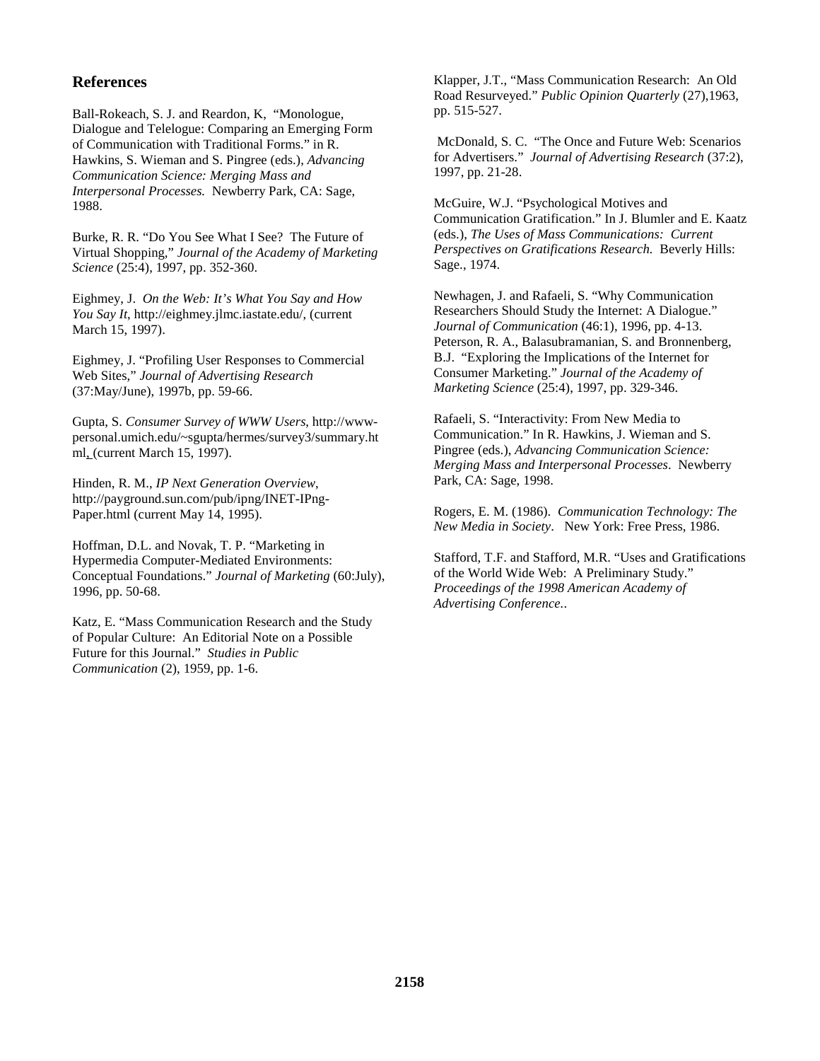## References

Ball-Rokeach, S. J. and Reardon, K, "Monologue, Dialogue and Telelogue: Comparing an Emerging Form of Communication with Traditional Forms." in R. Hawkins, S. Wieman and S. Pingree (eds.), *Advancing Communication Science: Merging Mass and Interpersonal Processes.* Newberry Park, CA: Sage, 1988.

Burke, R. R. "Do You See What I See? The Future of Virtual Shopping," *Journal of the Academy of Marketing Science* (25:4), 1997, pp. 352-360.

Eighmey, J. *On the Web: It's What You Say and How You Say It*, http://eighmey.jlmc.iastate.edu/, (current March 15, 1997).

Eighmey, J. "Profiling User Responses to Commercial Web Sites," *Journal of Advertising Research* (37:May/June), 1997b, pp. 59-66.

Gupta, S. *Consumer Survey of WWW Users*, http://www-personal.umich.edu/~sgupta/hermes/survey3/summary.html, (current March 15, 1997).

Hinden, R. M., *IP Next Generation Overview*, http://payground.sun.com/pub/ipng/INET-IPng-Paper.html (current May 14, 1995).

Hoffman, D.L. and Novak, T. P. "Marketing in Hypermedia Computer-Mediated Environments: Conceptual Foundations." *Journal of Marketing* (60:July), 1996, pp. 50-68.

Katz, E. "Mass Communication Research and the Study of Popular Culture: An Editorial Note on a Possible Future for this Journal." *Studies in Public Communication* (2), 1959, pp. 1-6.

Klapper, J.T., "Mass Communication Research: An Old Road Resurveyed." *Public Opinion Quarterly* (27),1963, pp. 515-527.

McDonald, S. C. "The Once and Future Web: Scenarios for Advertisers." *Journal of Advertising Research* (37:2), 1997, pp. 21-28.

McGuire, W.J. "Psychological Motives and Communication Gratification." In J. Blumler and E. Kaatz (eds.), *The Uses of Mass Communications: Current Perspectives on Gratifications Research.* Beverly Hills: Sage., 1974.

Newhagen, J. and Rafaeli, S. "Why Communication Researchers Should Study the Internet: A Dialogue." *Journal of Communication* (46:1), 1996, pp. 4-13.

Peterson, R. A., Balasubramanian, S. and Bronnenberg, B.J. "Exploring the Implications of the Internet for Consumer Marketing." *Journal of the Academy of Marketing Science* (25:4), 1997, pp. 329-346.

Rafaeli, S. "Interactivity: From New Media to Communication." In R. Hawkins, J. Wieman and S. Pingree (eds.), *Advancing Communication Science: Merging Mass and Interpersonal Processes*. Newberry Park, CA: Sage, 1998.

Rogers, E. M. (1986). *Communication Technology: The New Media in Society*. New York: Free Press, 1986.

Stafford, T.F. and Stafford, M.R. "Uses and Gratifications of the World Wide Web: A Preliminary Study." *Proceedings of the 1998 American Academy of Advertising Conference.*.